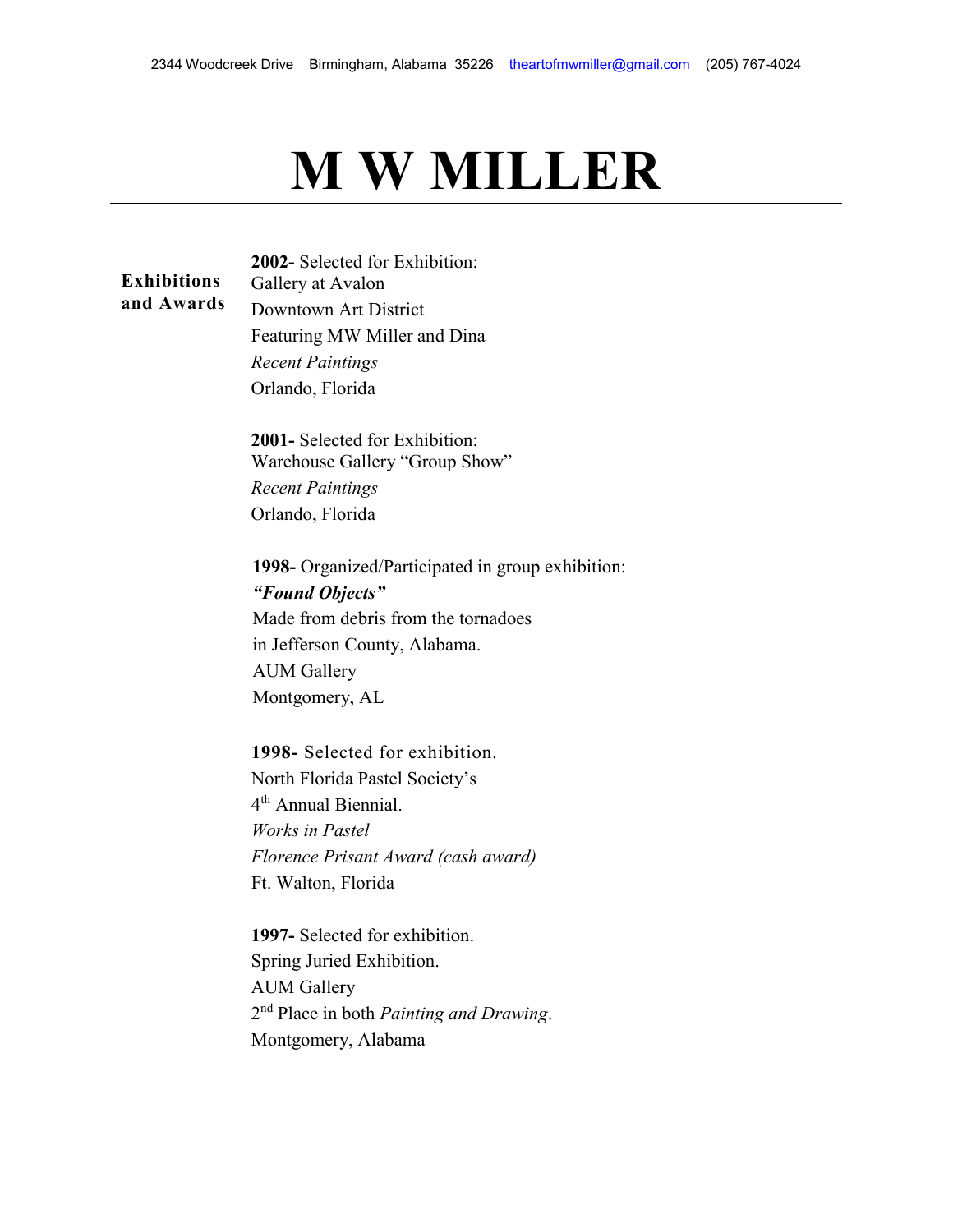2344 Woodcreek Drive  Birmingham, Alabama 35226  theartofmwmiller@gmail.com  (205) 767-4024

# M W MILLER

## Exhibitions and Awards

**2002-** Selected for Exhibition:
Gallery at Avalon
Downtown Art District
Featuring MW Miller and Dina
*Recent Paintings*
Orlando, Florida

**2001-** Selected for Exhibition:
Warehouse Gallery "Group Show"
*Recent Paintings*
Orlando, Florida

**1998-** Organized/Participated in group exhibition:
***"Found Objects"***
Made from debris from the tornadoes
in Jefferson County, Alabama.
AUM Gallery
Montgomery, AL

**1998-** Selected for exhibition.
North Florida Pastel Society's
4th Annual Biennial.
*Works in Pastel*
*Florence Prisant Award (cash award)*
Ft. Walton, Florida

**1997-** Selected for exhibition.
Spring Juried Exhibition.
AUM Gallery
2nd Place in both *Painting and Drawing*.
Montgomery, Alabama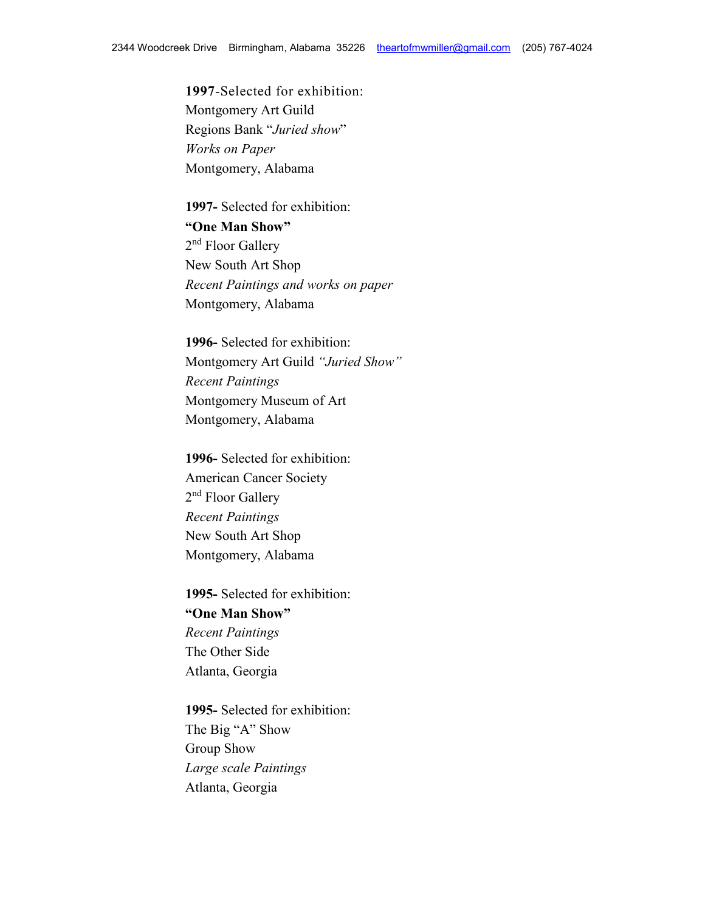**1997**-Selected for exhibition:
Montgomery Art Guild
Regions Bank "*Juried show*"
*Works on Paper*
Montgomery, Alabama

**1997-** Selected for exhibition:
**"One Man Show"**
2nd Floor Gallery
New South Art Shop
*Recent Paintings and works on paper*
Montgomery, Alabama

**1996-** Selected for exhibition:
Montgomery Art Guild *"Juried Show"*
*Recent Paintings*
Montgomery Museum of Art
Montgomery, Alabama

**1996-** Selected for exhibition:
American Cancer Society
2nd Floor Gallery
*Recent Paintings*
New South Art Shop
Montgomery, Alabama

**1995-** Selected for exhibition:
**"One Man Show"**
*Recent Paintings*
The Other Side
Atlanta, Georgia

**1995-** Selected for exhibition:
The Big "A" Show
Group Show
*Large scale Paintings*
Atlanta, Georgia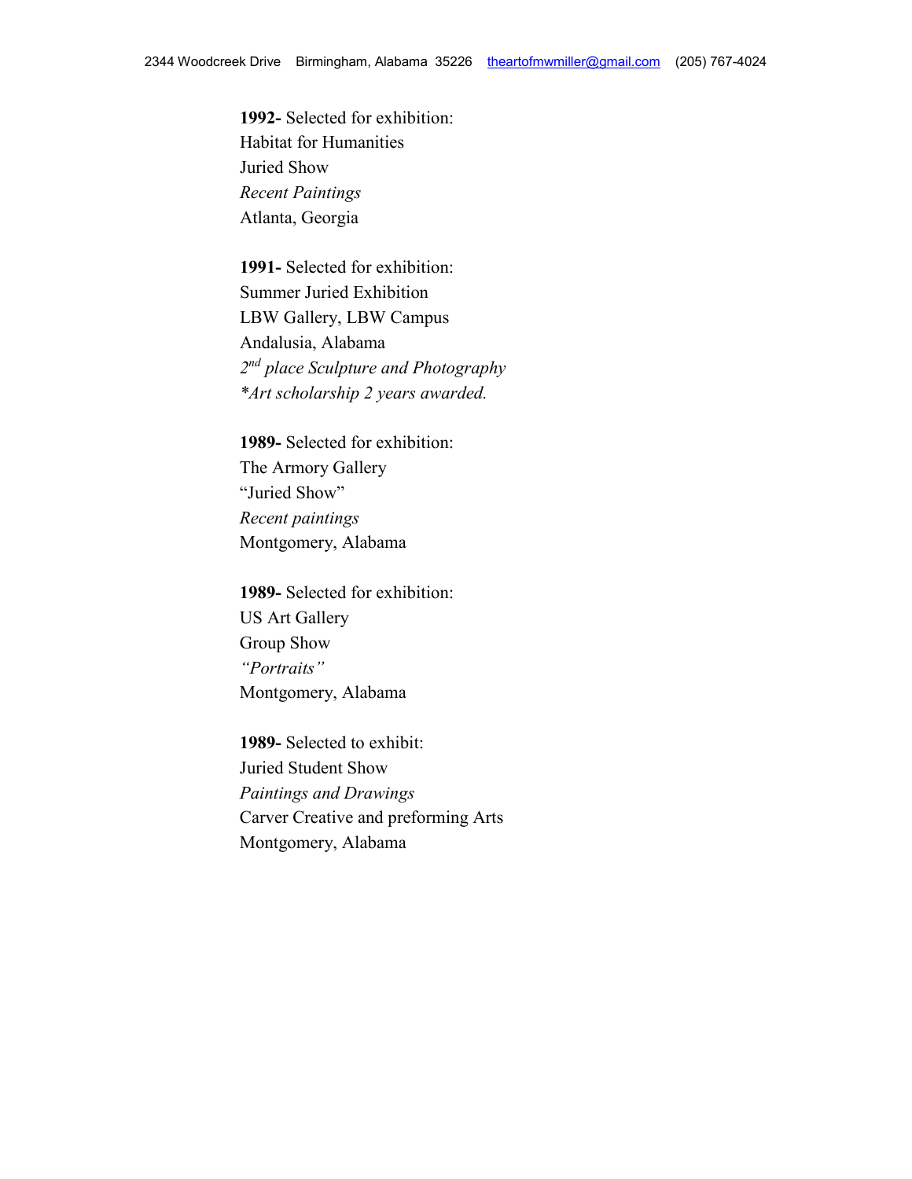**1992-** Selected for exhibition:
Habitat for Humanities
Juried Show
*Recent Paintings*
Atlanta, Georgia

**1991-** Selected for exhibition:
Summer Juried Exhibition
LBW Gallery, LBW Campus
Andalusia, Alabama
*2nd place Sculpture and Photography*
**Art scholarship 2 years awarded.*

**1989-** Selected for exhibition:
The Armory Gallery
"Juried Show"
*Recent paintings*
Montgomery, Alabama

**1989-** Selected for exhibition:
US Art Gallery
Group Show
*"Portraits"*
Montgomery, Alabama

**1989-** Selected to exhibit:
Juried Student Show
*Paintings and Drawings*
Carver Creative and preforming Arts
Montgomery, Alabama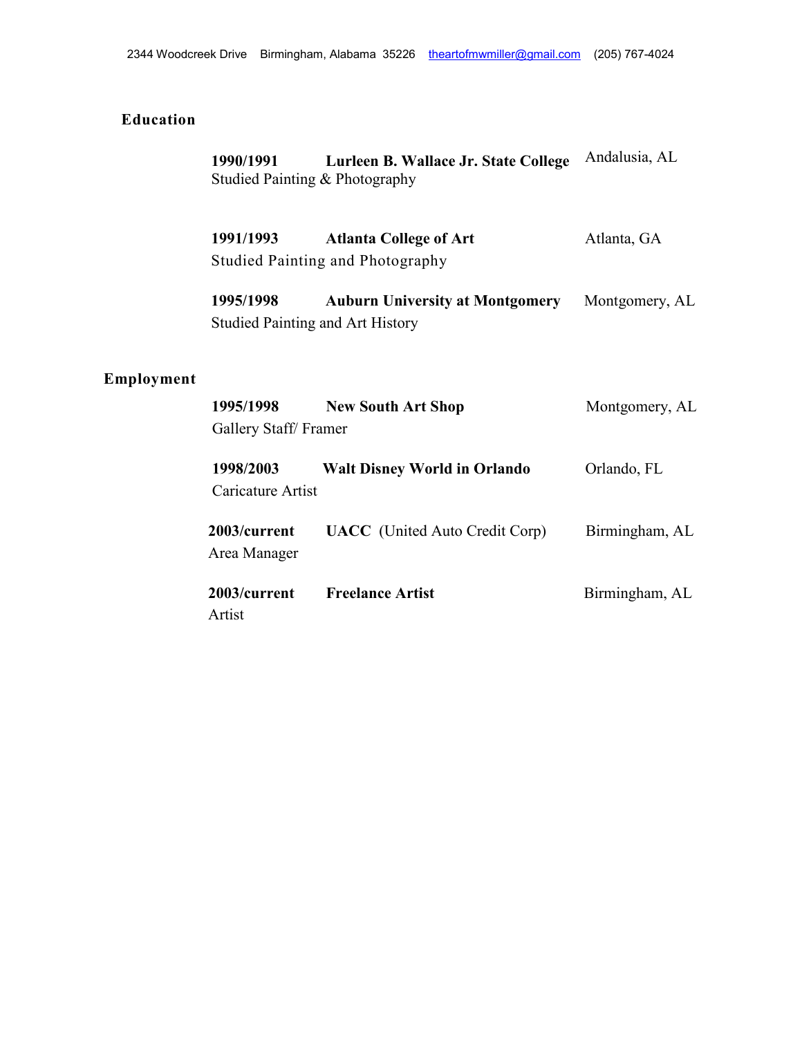2344 Woodcreek Drive Birmingham, Alabama 35226 theartofmwmiller@gmail.com (205) 767-4024

## Education

**1990/1991** **Lurleen B. Wallace Jr. State College** Andalusia, AL
Studied Painting & Photography

**1991/1993** **Atlanta College of Art** Atlanta, GA
Studied Painting and Photography

**1995/1998** **Auburn University at Montgomery** Montgomery, AL
Studied Painting and Art History

## Employment

**1995/1998** **New South Art Shop** Montgomery, AL
Gallery Staff/ Framer

**1998/2003** **Walt Disney World in Orlando** Orlando, FL
Caricature Artist

**2003/current** **UACC** (United Auto Credit Corp) Birmingham, AL
Area Manager

**2003/current** **Freelance Artist** Birmingham, AL
Artist